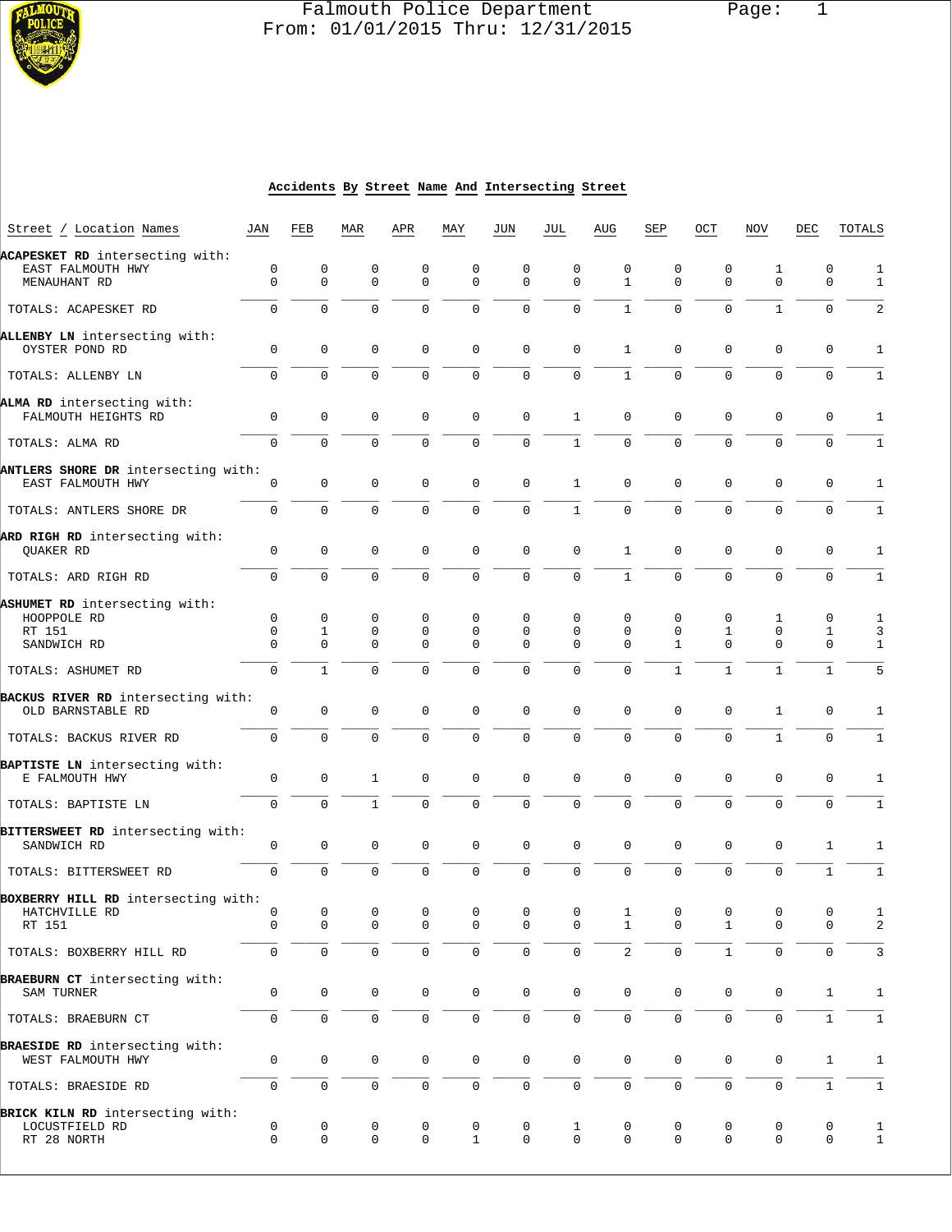Falmouth Police Department
From: 01/01/2015 Thru: 12/31/2015

## Accidents By Street Name And Intersecting Street

| Street / Location Names | JAN | FEB | MAR | APR | MAY | JUN | JUL | AUG | SEP | OCT | NOV | DEC | TOTALS |
|---|---|---|---|---|---|---|---|---|---|---|---|---|---|
| **ACAPESKET RD** intersecting with: | | | | | | | | | | | | | |
| EAST FALMOUTH HWY | 0 | 0 | 0 | 0 | 0 | 0 | 0 | 0 | 0 | 0 | 1 | 0 | 1 |
| MENAUHANT RD | 0 | 0 | 0 | 0 | 0 | 0 | 0 | 1 | 0 | 0 | 0 | 0 | 1 |
| TOTALS: ACAPESKET RD | 0 | 0 | 0 | 0 | 0 | 0 | 0 | 1 | 0 | 0 | 1 | 0 | 2 |
| **ALLENBY LN** intersecting with: | | | | | | | | | | | | | |
| OYSTER POND RD | 0 | 0 | 0 | 0 | 0 | 0 | 0 | 1 | 0 | 0 | 0 | 0 | 1 |
| TOTALS: ALLENBY LN | 0 | 0 | 0 | 0 | 0 | 0 | 0 | 1 | 0 | 0 | 0 | 0 | 1 |
| **ALMA RD** intersecting with: | | | | | | | | | | | | | |
| FALMOUTH HEIGHTS RD | 0 | 0 | 0 | 0 | 0 | 0 | 1 | 0 | 0 | 0 | 0 | 0 | 1 |
| TOTALS: ALMA RD | 0 | 0 | 0 | 0 | 0 | 0 | 1 | 0 | 0 | 0 | 0 | 0 | 1 |
| **ANTLERS SHORE DR** intersecting with: | | | | | | | | | | | | | |
| EAST FALMOUTH HWY | 0 | 0 | 0 | 0 | 0 | 0 | 1 | 0 | 0 | 0 | 0 | 0 | 1 |
| TOTALS: ANTLERS SHORE DR | 0 | 0 | 0 | 0 | 0 | 0 | 1 | 0 | 0 | 0 | 0 | 0 | 1 |
| **ARD RIGH RD** intersecting with: | | | | | | | | | | | | | |
| QUAKER RD | 0 | 0 | 0 | 0 | 0 | 0 | 0 | 1 | 0 | 0 | 0 | 0 | 1 |
| TOTALS: ARD RIGH RD | 0 | 0 | 0 | 0 | 0 | 0 | 0 | 1 | 0 | 0 | 0 | 0 | 1 |
| **ASHUMET RD** intersecting with: | | | | | | | | | | | | | |
| HOOPPOLE RD | 0 | 0 | 0 | 0 | 0 | 0 | 0 | 0 | 0 | 0 | 1 | 0 | 1 |
| RT 151 | 0 | 1 | 0 | 0 | 0 | 0 | 0 | 0 | 0 | 1 | 0 | 1 | 3 |
| SANDWICH RD | 0 | 0 | 0 | 0 | 0 | 0 | 0 | 0 | 1 | 0 | 0 | 0 | 1 |
| TOTALS: ASHUMET RD | 0 | 1 | 0 | 0 | 0 | 0 | 0 | 0 | 1 | 1 | 1 | 1 | 5 |
| **BACKUS RIVER RD** intersecting with: | | | | | | | | | | | | | |
| OLD BARNSTABLE RD | 0 | 0 | 0 | 0 | 0 | 0 | 0 | 0 | 0 | 0 | 1 | 0 | 1 |
| TOTALS: BACKUS RIVER RD | 0 | 0 | 0 | 0 | 0 | 0 | 0 | 0 | 0 | 0 | 1 | 0 | 1 |
| **BAPTISTE LN** intersecting with: | | | | | | | | | | | | | |
| E FALMOUTH HWY | 0 | 0 | 1 | 0 | 0 | 0 | 0 | 0 | 0 | 0 | 0 | 0 | 1 |
| TOTALS: BAPTISTE LN | 0 | 0 | 1 | 0 | 0 | 0 | 0 | 0 | 0 | 0 | 0 | 0 | 1 |
| **BITTERSWEET RD** intersecting with: | | | | | | | | | | | | | |
| SANDWICH RD | 0 | 0 | 0 | 0 | 0 | 0 | 0 | 0 | 0 | 0 | 0 | 1 | 1 |
| TOTALS: BITTERSWEET RD | 0 | 0 | 0 | 0 | 0 | 0 | 0 | 0 | 0 | 0 | 0 | 1 | 1 |
| **BOXBERRY HILL RD** intersecting with: | | | | | | | | | | | | | |
| HATCHVILLE RD | 0 | 0 | 0 | 0 | 0 | 0 | 0 | 1 | 0 | 0 | 0 | 0 | 1 |
| RT 151 | 0 | 0 | 0 | 0 | 0 | 0 | 0 | 1 | 0 | 1 | 0 | 0 | 2 |
| TOTALS: BOXBERRY HILL RD | 0 | 0 | 0 | 0 | 0 | 0 | 0 | 2 | 0 | 1 | 0 | 0 | 3 |
| **BRAEBURN CT** intersecting with: | | | | | | | | | | | | | |
| SAM TURNER | 0 | 0 | 0 | 0 | 0 | 0 | 0 | 0 | 0 | 0 | 0 | 1 | 1 |
| TOTALS: BRAEBURN CT | 0 | 0 | 0 | 0 | 0 | 0 | 0 | 0 | 0 | 0 | 0 | 1 | 1 |
| **BRAESIDE RD** intersecting with: | | | | | | | | | | | | | |
| WEST FALMOUTH HWY | 0 | 0 | 0 | 0 | 0 | 0 | 0 | 0 | 0 | 0 | 0 | 1 | 1 |
| TOTALS: BRAESIDE RD | 0 | 0 | 0 | 0 | 0 | 0 | 0 | 0 | 0 | 0 | 0 | 1 | 1 |
| **BRICK KILN RD** intersecting with: | | | | | | | | | | | | | |
| LOCUSTFIELD RD | 0 | 0 | 0 | 0 | 0 | 0 | 1 | 0 | 0 | 0 | 0 | 0 | 1 |
| RT 28 NORTH | 0 | 0 | 0 | 0 | 1 | 0 | 0 | 0 | 0 | 0 | 0 | 0 | 1 |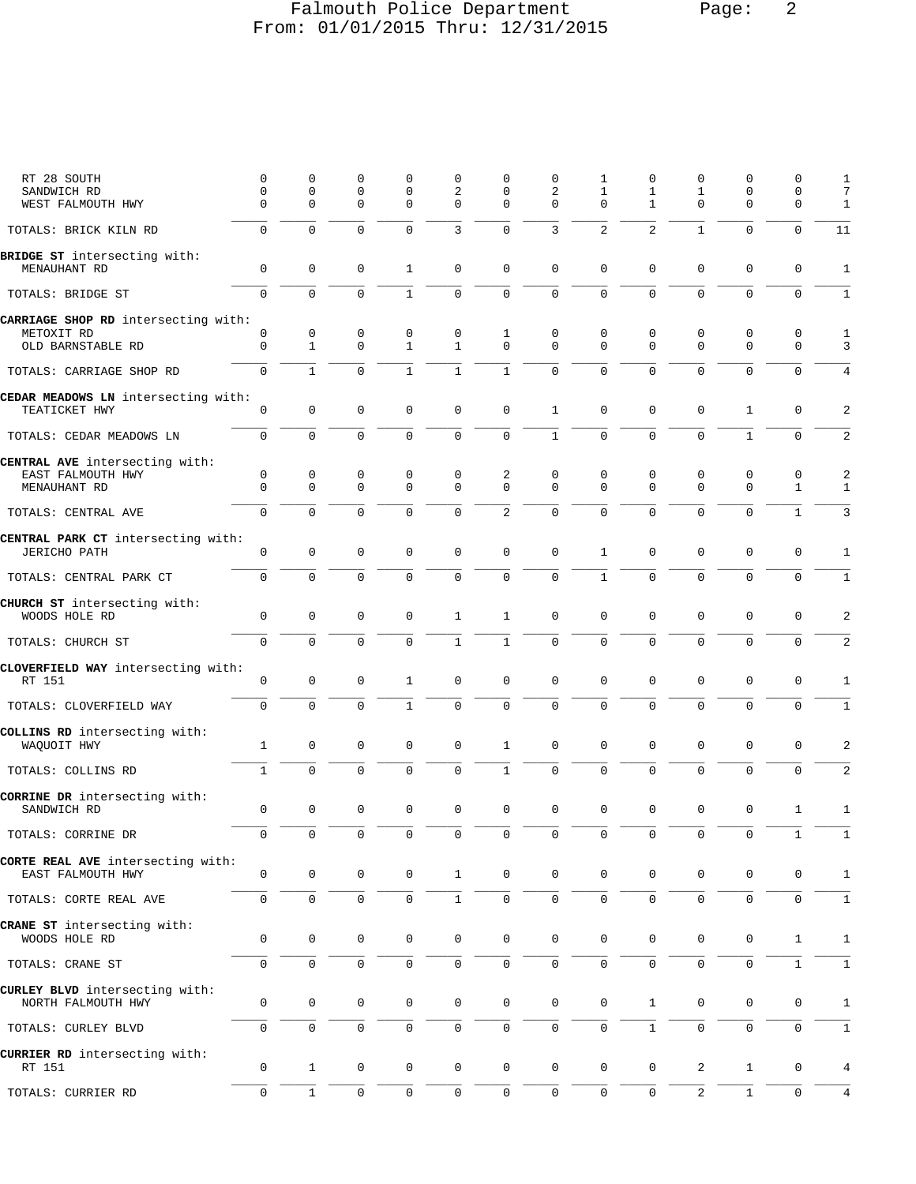| Street | | | | | | | | | | | | | Total |
|---|---|---|---|---|---|---|---|---|---|---|---|---|---|
| RT 28 SOUTH | 0 | 0 | 0 | 0 | 0 | 0 | 0 | 1 | 0 | 0 | 0 | 0 | 1 |
| SANDWICH RD | 0 | 0 | 0 | 0 | 2 | 0 | 2 | 1 | 1 | 1 | 0 | 0 | 7 |
| WEST FALMOUTH HWY | 0 | 0 | 0 | 0 | 0 | 0 | 0 | 0 | 1 | 0 | 0 | 0 | 1 |
| TOTALS: BRICK KILN RD | 0 | 0 | 0 | 0 | 3 | 0 | 3 | 2 | 2 | 1 | 0 | 0 | 11 |
| **BRIDGE ST** intersecting with: | | | | | | | | | | | | | |
| MENAUHANT RD | 0 | 0 | 0 | 1 | 0 | 0 | 0 | 0 | 0 | 0 | 0 | 0 | 1 |
| TOTALS: BRIDGE ST | 0 | 0 | 0 | 1 | 0 | 0 | 0 | 0 | 0 | 0 | 0 | 0 | 1 |
| **CARRIAGE SHOP RD** intersecting with: | | | | | | | | | | | | | |
| METOXIT RD | 0 | 0 | 0 | 0 | 0 | 1 | 0 | 0 | 0 | 0 | 0 | 0 | 1 |
| OLD BARNSTABLE RD | 0 | 1 | 0 | 1 | 1 | 0 | 0 | 0 | 0 | 0 | 0 | 0 | 3 |
| TOTALS: CARRIAGE SHOP RD | 0 | 1 | 0 | 1 | 1 | 1 | 0 | 0 | 0 | 0 | 0 | 0 | 4 |
| **CEDAR MEADOWS LN** intersecting with: | | | | | | | | | | | | | |
| TEATICKET HWY | 0 | 0 | 0 | 0 | 0 | 0 | 1 | 0 | 0 | 0 | 1 | 0 | 2 |
| TOTALS: CEDAR MEADOWS LN | 0 | 0 | 0 | 0 | 0 | 0 | 1 | 0 | 0 | 0 | 1 | 0 | 2 |
| **CENTRAL AVE** intersecting with: | | | | | | | | | | | | | |
| EAST FALMOUTH HWY | 0 | 0 | 0 | 0 | 0 | 2 | 0 | 0 | 0 | 0 | 0 | 0 | 2 |
| MENAUHANT RD | 0 | 0 | 0 | 0 | 0 | 0 | 0 | 0 | 0 | 0 | 0 | 1 | 1 |
| TOTALS: CENTRAL AVE | 0 | 0 | 0 | 0 | 0 | 2 | 0 | 0 | 0 | 0 | 0 | 1 | 3 |
| **CENTRAL PARK CT** intersecting with: | | | | | | | | | | | | | |
| JERICHO PATH | 0 | 0 | 0 | 0 | 0 | 0 | 0 | 1 | 0 | 0 | 0 | 0 | 1 |
| TOTALS: CENTRAL PARK CT | 0 | 0 | 0 | 0 | 0 | 0 | 0 | 1 | 0 | 0 | 0 | 0 | 1 |
| **CHURCH ST** intersecting with: | | | | | | | | | | | | | |
| WOODS HOLE RD | 0 | 0 | 0 | 0 | 1 | 1 | 0 | 0 | 0 | 0 | 0 | 0 | 2 |
| TOTALS: CHURCH ST | 0 | 0 | 0 | 0 | 1 | 1 | 0 | 0 | 0 | 0 | 0 | 0 | 2 |
| **CLOVERFIELD WAY** intersecting with: | | | | | | | | | | | | | |
| RT 151 | 0 | 0 | 0 | 1 | 0 | 0 | 0 | 0 | 0 | 0 | 0 | 0 | 1 |
| TOTALS: CLOVERFIELD WAY | 0 | 0 | 0 | 1 | 0 | 0 | 0 | 0 | 0 | 0 | 0 | 0 | 1 |
| **COLLINS RD** intersecting with: | | | | | | | | | | | | | |
| WAQUOIT HWY | 1 | 0 | 0 | 0 | 0 | 1 | 0 | 0 | 0 | 0 | 0 | 0 | 2 |
| TOTALS: COLLINS RD | 1 | 0 | 0 | 0 | 0 | 1 | 0 | 0 | 0 | 0 | 0 | 0 | 2 |
| **CORRINE DR** intersecting with: | | | | | | | | | | | | | |
| SANDWICH RD | 0 | 0 | 0 | 0 | 0 | 0 | 0 | 0 | 0 | 0 | 0 | 1 | 1 |
| TOTALS: CORRINE DR | 0 | 0 | 0 | 0 | 0 | 0 | 0 | 0 | 0 | 0 | 0 | 1 | 1 |
| **CORTE REAL AVE** intersecting with: | | | | | | | | | | | | | |
| EAST FALMOUTH HWY | 0 | 0 | 0 | 0 | 1 | 0 | 0 | 0 | 0 | 0 | 0 | 0 | 1 |
| TOTALS: CORTE REAL AVE | 0 | 0 | 0 | 0 | 1 | 0 | 0 | 0 | 0 | 0 | 0 | 0 | 1 |
| **CRANE ST** intersecting with: | | | | | | | | | | | | | |
| WOODS HOLE RD | 0 | 0 | 0 | 0 | 0 | 0 | 0 | 0 | 0 | 0 | 0 | 1 | 1 |
| TOTALS: CRANE ST | 0 | 0 | 0 | 0 | 0 | 0 | 0 | 0 | 0 | 0 | 0 | 1 | 1 |
| **CURLEY BLVD** intersecting with: | | | | | | | | | | | | | |
| NORTH FALMOUTH HWY | 0 | 0 | 0 | 0 | 0 | 0 | 0 | 0 | 1 | 0 | 0 | 0 | 1 |
| TOTALS: CURLEY BLVD | 0 | 0 | 0 | 0 | 0 | 0 | 0 | 0 | 1 | 0 | 0 | 0 | 1 |
| **CURRIER RD** intersecting with: | | | | | | | | | | | | | |
| RT 151 | 0 | 1 | 0 | 0 | 0 | 0 | 0 | 0 | 0 | 2 | 1 | 0 | 4 |
| TOTALS: CURRIER RD | 0 | 1 | 0 | 0 | 0 | 0 | 0 | 0 | 0 | 2 | 1 | 0 | 4 |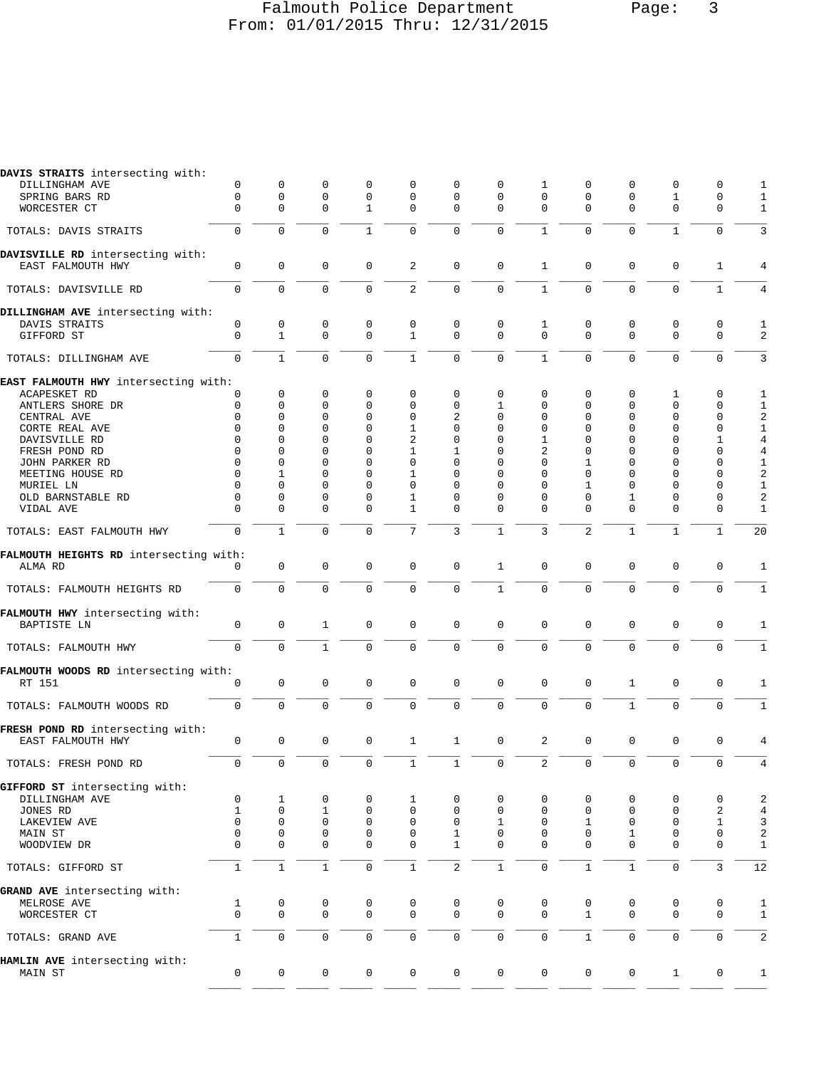| Street / Intersection | | | | | | | | | | | | | Total |
|---|---|---|---|---|---|---|---|---|---|---|---|---|---|
| **DAVIS STRAITS** intersecting with: | | | | | | | | | | | | | |
| DILLINGHAM AVE | 0 | 0 | 0 | 0 | 0 | 0 | 0 | 1 | 0 | 0 | 0 | 0 | 1 |
| SPRING BARS RD | 0 | 0 | 0 | 0 | 0 | 0 | 0 | 0 | 0 | 0 | 1 | 0 | 1 |
| WORCESTER CT | 0 | 0 | 0 | 1 | 0 | 0 | 0 | 0 | 0 | 0 | 0 | 0 | 1 |
| TOTALS: DAVIS STRAITS | 0 | 0 | 0 | 1 | 0 | 0 | 0 | 1 | 0 | 0 | 1 | 0 | 3 |
| **DAVISVILLE RD** intersecting with: | | | | | | | | | | | | | |
| EAST FALMOUTH HWY | 0 | 0 | 0 | 0 | 2 | 0 | 0 | 1 | 0 | 0 | 0 | 1 | 4 |
| TOTALS: DAVISVILLE RD | 0 | 0 | 0 | 0 | 2 | 0 | 0 | 1 | 0 | 0 | 0 | 1 | 4 |
| **DILLINGHAM AVE** intersecting with: | | | | | | | | | | | | | |
| DAVIS STRAITS | 0 | 0 | 0 | 0 | 0 | 0 | 0 | 1 | 0 | 0 | 0 | 0 | 1 |
| GIFFORD ST | 0 | 1 | 0 | 0 | 1 | 0 | 0 | 0 | 0 | 0 | 0 | 0 | 2 |
| TOTALS: DILLINGHAM AVE | 0 | 1 | 0 | 0 | 1 | 0 | 0 | 1 | 0 | 0 | 0 | 0 | 3 |
| **EAST FALMOUTH HWY** intersecting with: | | | | | | | | | | | | | |
| ACAPESKET RD | 0 | 0 | 0 | 0 | 0 | 0 | 0 | 0 | 0 | 0 | 1 | 0 | 1 |
| ANTLERS SHORE DR | 0 | 0 | 0 | 0 | 0 | 0 | 1 | 0 | 0 | 0 | 0 | 0 | 1 |
| CENTRAL AVE | 0 | 0 | 0 | 0 | 0 | 2 | 0 | 0 | 0 | 0 | 0 | 0 | 2 |
| CORTE REAL AVE | 0 | 0 | 0 | 0 | 1 | 0 | 0 | 0 | 0 | 0 | 0 | 0 | 1 |
| DAVISVILLE RD | 0 | 0 | 0 | 0 | 2 | 0 | 0 | 1 | 0 | 0 | 0 | 1 | 4 |
| FRESH POND RD | 0 | 0 | 0 | 0 | 1 | 1 | 0 | 2 | 0 | 0 | 0 | 0 | 4 |
| JOHN PARKER RD | 0 | 0 | 0 | 0 | 0 | 0 | 0 | 0 | 1 | 0 | 0 | 0 | 1 |
| MEETING HOUSE RD | 0 | 1 | 0 | 0 | 1 | 0 | 0 | 0 | 0 | 0 | 0 | 0 | 2 |
| MURIEL LN | 0 | 0 | 0 | 0 | 0 | 0 | 0 | 0 | 1 | 0 | 0 | 0 | 1 |
| OLD BARNSTABLE RD | 0 | 0 | 0 | 0 | 1 | 0 | 0 | 0 | 0 | 1 | 0 | 0 | 2 |
| VIDAL AVE | 0 | 0 | 0 | 0 | 1 | 0 | 0 | 0 | 0 | 0 | 0 | 0 | 1 |
| TOTALS: EAST FALMOUTH HWY | 0 | 1 | 0 | 0 | 7 | 3 | 1 | 3 | 2 | 1 | 1 | 1 | 20 |
| **FALMOUTH HEIGHTS RD** intersecting with: | | | | | | | | | | | | | |
| ALMA RD | 0 | 0 | 0 | 0 | 0 | 0 | 1 | 0 | 0 | 0 | 0 | 0 | 1 |
| TOTALS: FALMOUTH HEIGHTS RD | 0 | 0 | 0 | 0 | 0 | 0 | 1 | 0 | 0 | 0 | 0 | 0 | 1 |
| **FALMOUTH HWY** intersecting with: | | | | | | | | | | | | | |
| BAPTISTE LN | 0 | 0 | 1 | 0 | 0 | 0 | 0 | 0 | 0 | 0 | 0 | 0 | 1 |
| TOTALS: FALMOUTH HWY | 0 | 0 | 1 | 0 | 0 | 0 | 0 | 0 | 0 | 0 | 0 | 0 | 1 |
| **FALMOUTH WOODS RD** intersecting with: | | | | | | | | | | | | | |
| RT 151 | 0 | 0 | 0 | 0 | 0 | 0 | 0 | 0 | 0 | 1 | 0 | 0 | 1 |
| TOTALS: FALMOUTH WOODS RD | 0 | 0 | 0 | 0 | 0 | 0 | 0 | 0 | 0 | 1 | 0 | 0 | 1 |
| **FRESH POND RD** intersecting with: | | | | | | | | | | | | | |
| EAST FALMOUTH HWY | 0 | 0 | 0 | 0 | 1 | 1 | 0 | 2 | 0 | 0 | 0 | 0 | 4 |
| TOTALS: FRESH POND RD | 0 | 0 | 0 | 0 | 1 | 1 | 0 | 2 | 0 | 0 | 0 | 0 | 4 |
| **GIFFORD ST** intersecting with: | | | | | | | | | | | | | |
| DILLINGHAM AVE | 0 | 1 | 0 | 0 | 1 | 0 | 0 | 0 | 0 | 0 | 0 | 0 | 2 |
| JONES RD | 1 | 0 | 1 | 0 | 0 | 0 | 0 | 0 | 0 | 0 | 0 | 2 | 4 |
| LAKEVIEW AVE | 0 | 0 | 0 | 0 | 0 | 0 | 1 | 0 | 1 | 0 | 0 | 1 | 3 |
| MAIN ST | 0 | 0 | 0 | 0 | 0 | 1 | 0 | 0 | 0 | 1 | 0 | 0 | 2 |
| WOODVIEW DR | 0 | 0 | 0 | 0 | 0 | 1 | 0 | 0 | 0 | 0 | 0 | 0 | 1 |
| TOTALS: GIFFORD ST | 1 | 1 | 1 | 0 | 1 | 2 | 1 | 0 | 1 | 1 | 0 | 3 | 12 |
| **GRAND AVE** intersecting with: | | | | | | | | | | | | | |
| MELROSE AVE | 1 | 0 | 0 | 0 | 0 | 0 | 0 | 0 | 0 | 0 | 0 | 0 | 1 |
| WORCESTER CT | 0 | 0 | 0 | 0 | 0 | 0 | 0 | 0 | 1 | 0 | 0 | 0 | 1 |
| TOTALS: GRAND AVE | 1 | 0 | 0 | 0 | 0 | 0 | 0 | 0 | 1 | 0 | 0 | 0 | 2 |
| **HAMLIN AVE** intersecting with: | | | | | | | | | | | | | |
| MAIN ST | 0 | 0 | 0 | 0 | 0 | 0 | 0 | 0 | 0 | 0 | 1 | 0 | 1 |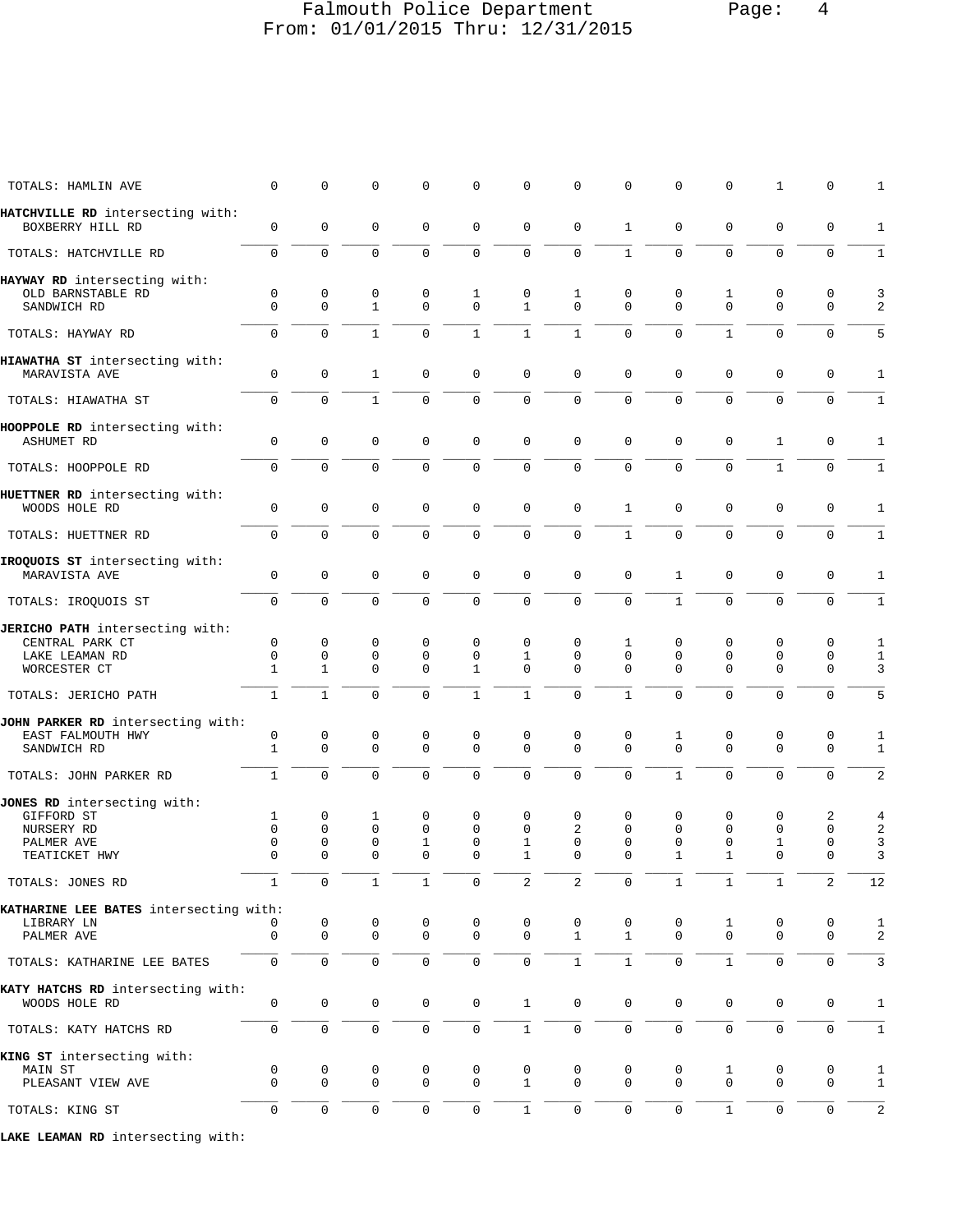| | | | | | | | | | | | | | |
|---|---|---|---|---|---|---|---|---|---|---|---|---|---|
| TOTALS: HAMLIN AVE | 0 | 0 | 0 | 0 | 0 | 0 | 0 | 0 | 0 | 0 | 1 | 0 | 1 |
| **HATCHVILLE RD** intersecting with: | | | | | | | | | | | | | |
| BOXBERRY HILL RD | 0 | 0 | 0 | 0 | 0 | 0 | 0 | 1 | 0 | 0 | 0 | 0 | 1 |
| TOTALS: HATCHVILLE RD | 0 | 0 | 0 | 0 | 0 | 0 | 0 | 1 | 0 | 0 | 0 | 0 | 1 |
| **HAYWAY RD** intersecting with: | | | | | | | | | | | | | |
| OLD BARNSTABLE RD | 0 | 0 | 0 | 0 | 1 | 0 | 1 | 0 | 0 | 1 | 0 | 0 | 3 |
| SANDWICH RD | 0 | 0 | 1 | 0 | 0 | 1 | 0 | 0 | 0 | 0 | 0 | 0 | 2 |
| TOTALS: HAYWAY RD | 0 | 0 | 1 | 0 | 1 | 1 | 1 | 0 | 0 | 1 | 0 | 0 | 5 |
| **HIAWATHA ST** intersecting with: | | | | | | | | | | | | | |
| MARAVISTA AVE | 0 | 0 | 1 | 0 | 0 | 0 | 0 | 0 | 0 | 0 | 0 | 0 | 1 |
| TOTALS: HIAWATHA ST | 0 | 0 | 1 | 0 | 0 | 0 | 0 | 0 | 0 | 0 | 0 | 0 | 1 |
| **HOOPPOLE RD** intersecting with: | | | | | | | | | | | | | |
| ASHUMET RD | 0 | 0 | 0 | 0 | 0 | 0 | 0 | 0 | 0 | 0 | 1 | 0 | 1 |
| TOTALS: HOOPPOLE RD | 0 | 0 | 0 | 0 | 0 | 0 | 0 | 0 | 0 | 0 | 1 | 0 | 1 |
| **HUETTNER RD** intersecting with: | | | | | | | | | | | | | |
| WOODS HOLE RD | 0 | 0 | 0 | 0 | 0 | 0 | 0 | 1 | 0 | 0 | 0 | 0 | 1 |
| TOTALS: HUETTNER RD | 0 | 0 | 0 | 0 | 0 | 0 | 0 | 1 | 0 | 0 | 0 | 0 | 1 |
| **IROQUOIS ST** intersecting with: | | | | | | | | | | | | | |
| MARAVISTA AVE | 0 | 0 | 0 | 0 | 0 | 0 | 0 | 0 | 1 | 0 | 0 | 0 | 1 |
| TOTALS: IROQUOIS ST | 0 | 0 | 0 | 0 | 0 | 0 | 0 | 0 | 1 | 0 | 0 | 0 | 1 |
| **JERICHO PATH** intersecting with: | | | | | | | | | | | | | |
| CENTRAL PARK CT | 0 | 0 | 0 | 0 | 0 | 0 | 0 | 1 | 0 | 0 | 0 | 0 | 1 |
| LAKE LEAMAN RD | 0 | 0 | 0 | 0 | 0 | 1 | 0 | 0 | 0 | 0 | 0 | 0 | 1 |
| WORCESTER CT | 1 | 1 | 0 | 0 | 1 | 0 | 0 | 0 | 0 | 0 | 0 | 0 | 3 |
| TOTALS: JERICHO PATH | 1 | 1 | 0 | 0 | 1 | 1 | 0 | 1 | 0 | 0 | 0 | 0 | 5 |
| **JOHN PARKER RD** intersecting with: | | | | | | | | | | | | | |
| EAST FALMOUTH HWY | 0 | 0 | 0 | 0 | 0 | 0 | 0 | 0 | 1 | 0 | 0 | 0 | 1 |
| SANDWICH RD | 1 | 0 | 0 | 0 | 0 | 0 | 0 | 0 | 0 | 0 | 0 | 0 | 1 |
| TOTALS: JOHN PARKER RD | 1 | 0 | 0 | 0 | 0 | 0 | 0 | 0 | 1 | 0 | 0 | 0 | 2 |
| **JONES RD** intersecting with: | | | | | | | | | | | | | |
| GIFFORD ST | 1 | 0 | 1 | 0 | 0 | 0 | 0 | 0 | 0 | 0 | 0 | 2 | 4 |
| NURSERY RD | 0 | 0 | 0 | 0 | 0 | 0 | 2 | 0 | 0 | 0 | 0 | 0 | 2 |
| PALMER AVE | 0 | 0 | 0 | 1 | 0 | 1 | 0 | 0 | 0 | 0 | 1 | 0 | 3 |
| TEATICKET HWY | 0 | 0 | 0 | 0 | 0 | 1 | 0 | 0 | 1 | 1 | 0 | 0 | 3 |
| TOTALS: JONES RD | 1 | 0 | 1 | 1 | 0 | 2 | 2 | 0 | 1 | 1 | 1 | 2 | 12 |
| **KATHARINE LEE BATES** intersecting with: | | | | | | | | | | | | | |
| LIBRARY LN | 0 | 0 | 0 | 0 | 0 | 0 | 0 | 0 | 0 | 1 | 0 | 0 | 1 |
| PALMER AVE | 0 | 0 | 0 | 0 | 0 | 0 | 1 | 1 | 0 | 0 | 0 | 0 | 2 |
| TOTALS: KATHARINE LEE BATES | 0 | 0 | 0 | 0 | 0 | 0 | 1 | 1 | 0 | 1 | 0 | 0 | 3 |
| **KATY HATCHS RD** intersecting with: | | | | | | | | | | | | | |
| WOODS HOLE RD | 0 | 0 | 0 | 0 | 0 | 1 | 0 | 0 | 0 | 0 | 0 | 0 | 1 |
| TOTALS: KATY HATCHS RD | 0 | 0 | 0 | 0 | 0 | 1 | 0 | 0 | 0 | 0 | 0 | 0 | 1 |
| **KING ST** intersecting with: | | | | | | | | | | | | | |
| MAIN ST | 0 | 0 | 0 | 0 | 0 | 0 | 0 | 0 | 0 | 1 | 0 | 0 | 1 |
| PLEASANT VIEW AVE | 0 | 0 | 0 | 0 | 0 | 1 | 0 | 0 | 0 | 0 | 0 | 0 | 1 |
| TOTALS: KING ST | 0 | 0 | 0 | 0 | 0 | 1 | 0 | 0 | 0 | 1 | 0 | 0 | 2 |
| **LAKE LEAMAN RD** intersecting with: | | | | | | | | | | | | | |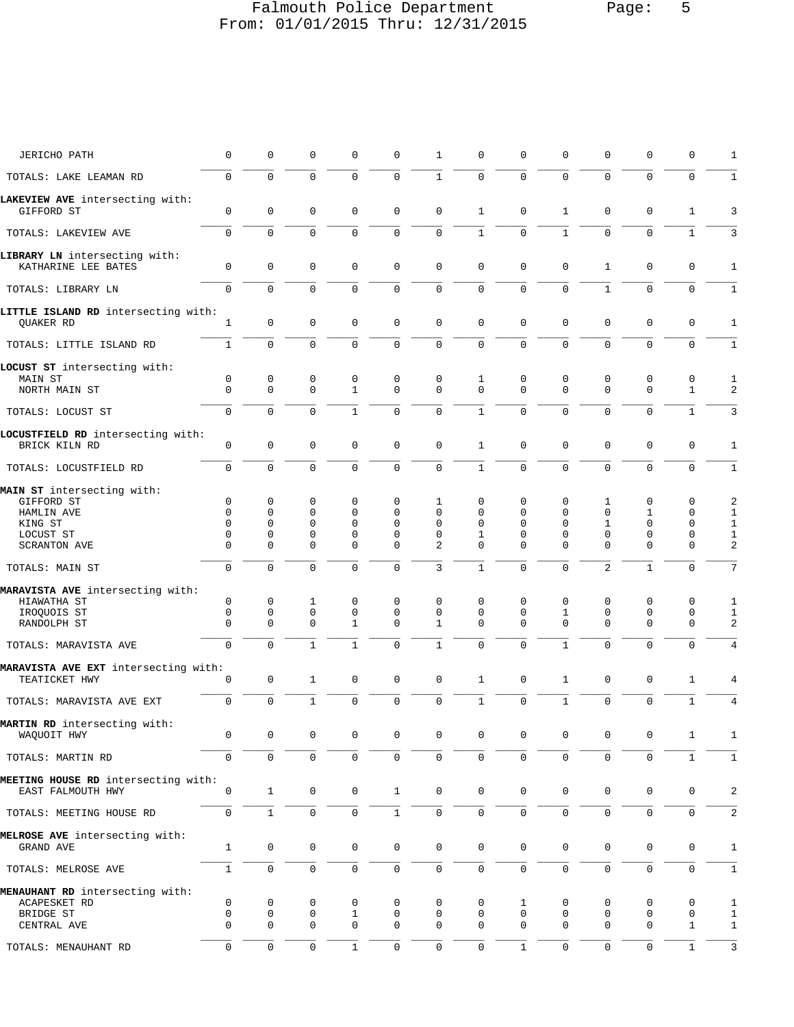| Street | | | | | | | | | | | | | Total |
|---|---|---|---|---|---|---|---|---|---|---|---|---|---|
| JERICHO PATH | 0 | 0 | 0 | 0 | 0 | 1 | 0 | 0 | 0 | 0 | 0 | 0 | 1 |
| TOTALS: LAKE LEAMAN RD | 0 | 0 | 0 | 0 | 0 | 1 | 0 | 0 | 0 | 0 | 0 | 0 | 1 |
| **LAKEVIEW AVE** intersecting with: | | | | | | | | | | | | | |
| GIFFORD ST | 0 | 0 | 0 | 0 | 0 | 0 | 1 | 0 | 1 | 0 | 0 | 1 | 3 |
| TOTALS: LAKEVIEW AVE | 0 | 0 | 0 | 0 | 0 | 0 | 1 | 0 | 1 | 0 | 0 | 1 | 3 |
| **LIBRARY LN** intersecting with: | | | | | | | | | | | | | |
| KATHARINE LEE BATES | 0 | 0 | 0 | 0 | 0 | 0 | 0 | 0 | 0 | 1 | 0 | 0 | 1 |
| TOTALS: LIBRARY LN | 0 | 0 | 0 | 0 | 0 | 0 | 0 | 0 | 0 | 1 | 0 | 0 | 1 |
| **LITTLE ISLAND RD** intersecting with: | | | | | | | | | | | | | |
| QUAKER RD | 1 | 0 | 0 | 0 | 0 | 0 | 0 | 0 | 0 | 0 | 0 | 0 | 1 |
| TOTALS: LITTLE ISLAND RD | 1 | 0 | 0 | 0 | 0 | 0 | 0 | 0 | 0 | 0 | 0 | 0 | 1 |
| **LOCUST ST** intersecting with: | | | | | | | | | | | | | |
| MAIN ST | 0 | 0 | 0 | 0 | 0 | 0 | 1 | 0 | 0 | 0 | 0 | 0 | 1 |
| NORTH MAIN ST | 0 | 0 | 0 | 1 | 0 | 0 | 0 | 0 | 0 | 0 | 0 | 1 | 2 |
| TOTALS: LOCUST ST | 0 | 0 | 0 | 1 | 0 | 0 | 1 | 0 | 0 | 0 | 0 | 1 | 3 |
| **LOCUSTFIELD RD** intersecting with: | | | | | | | | | | | | | |
| BRICK KILN RD | 0 | 0 | 0 | 0 | 0 | 0 | 1 | 0 | 0 | 0 | 0 | 0 | 1 |
| TOTALS: LOCUSTFIELD RD | 0 | 0 | 0 | 0 | 0 | 0 | 1 | 0 | 0 | 0 | 0 | 0 | 1 |
| **MAIN ST** intersecting with: | | | | | | | | | | | | | |
| GIFFORD ST | 0 | 0 | 0 | 0 | 0 | 1 | 0 | 0 | 0 | 1 | 0 | 0 | 2 |
| HAMLIN AVE | 0 | 0 | 0 | 0 | 0 | 0 | 0 | 0 | 0 | 0 | 1 | 0 | 1 |
| KING ST | 0 | 0 | 0 | 0 | 0 | 0 | 0 | 0 | 0 | 1 | 0 | 0 | 1 |
| LOCUST ST | 0 | 0 | 0 | 0 | 0 | 0 | 1 | 0 | 0 | 0 | 0 | 0 | 1 |
| SCRANTON AVE | 0 | 0 | 0 | 0 | 0 | 2 | 0 | 0 | 0 | 0 | 0 | 0 | 2 |
| TOTALS: MAIN ST | 0 | 0 | 0 | 0 | 0 | 3 | 1 | 0 | 0 | 2 | 1 | 0 | 7 |
| **MARAVISTA AVE** intersecting with: | | | | | | | | | | | | | |
| HIAWATHA ST | 0 | 0 | 1 | 0 | 0 | 0 | 0 | 0 | 0 | 0 | 0 | 0 | 1 |
| IROQUOIS ST | 0 | 0 | 0 | 0 | 0 | 0 | 0 | 0 | 1 | 0 | 0 | 0 | 1 |
| RANDOLPH ST | 0 | 0 | 0 | 1 | 0 | 1 | 0 | 0 | 0 | 0 | 0 | 0 | 2 |
| TOTALS: MARAVISTA AVE | 0 | 0 | 1 | 1 | 0 | 1 | 0 | 0 | 1 | 0 | 0 | 0 | 4 |
| **MARAVISTA AVE EXT** intersecting with: | | | | | | | | | | | | | |
| TEATICKET HWY | 0 | 0 | 1 | 0 | 0 | 0 | 1 | 0 | 1 | 0 | 0 | 1 | 4 |
| TOTALS: MARAVISTA AVE EXT | 0 | 0 | 1 | 0 | 0 | 0 | 1 | 0 | 1 | 0 | 0 | 1 | 4 |
| **MARTIN RD** intersecting with: | | | | | | | | | | | | | |
| WAQUOIT HWY | 0 | 0 | 0 | 0 | 0 | 0 | 0 | 0 | 0 | 0 | 0 | 1 | 1 |
| TOTALS: MARTIN RD | 0 | 0 | 0 | 0 | 0 | 0 | 0 | 0 | 0 | 0 | 0 | 1 | 1 |
| **MEETING HOUSE RD** intersecting with: | | | | | | | | | | | | | |
| EAST FALMOUTH HWY | 0 | 1 | 0 | 0 | 1 | 0 | 0 | 0 | 0 | 0 | 0 | 0 | 2 |
| TOTALS: MEETING HOUSE RD | 0 | 1 | 0 | 0 | 1 | 0 | 0 | 0 | 0 | 0 | 0 | 0 | 2 |
| **MELROSE AVE** intersecting with: | | | | | | | | | | | | | |
| GRAND AVE | 1 | 0 | 0 | 0 | 0 | 0 | 0 | 0 | 0 | 0 | 0 | 0 | 1 |
| TOTALS: MELROSE AVE | 1 | 0 | 0 | 0 | 0 | 0 | 0 | 0 | 0 | 0 | 0 | 0 | 1 |
| **MENAUHANT RD** intersecting with: | | | | | | | | | | | | | |
| ACAPESKET RD | 0 | 0 | 0 | 0 | 0 | 0 | 0 | 1 | 0 | 0 | 0 | 0 | 1 |
| BRIDGE ST | 0 | 0 | 0 | 1 | 0 | 0 | 0 | 0 | 0 | 0 | 0 | 0 | 1 |
| CENTRAL AVE | 0 | 0 | 0 | 0 | 0 | 0 | 0 | 0 | 0 | 0 | 0 | 1 | 1 |
| TOTALS: MENAUHANT RD | 0 | 0 | 0 | 1 | 0 | 0 | 0 | 1 | 0 | 0 | 0 | 1 | 3 |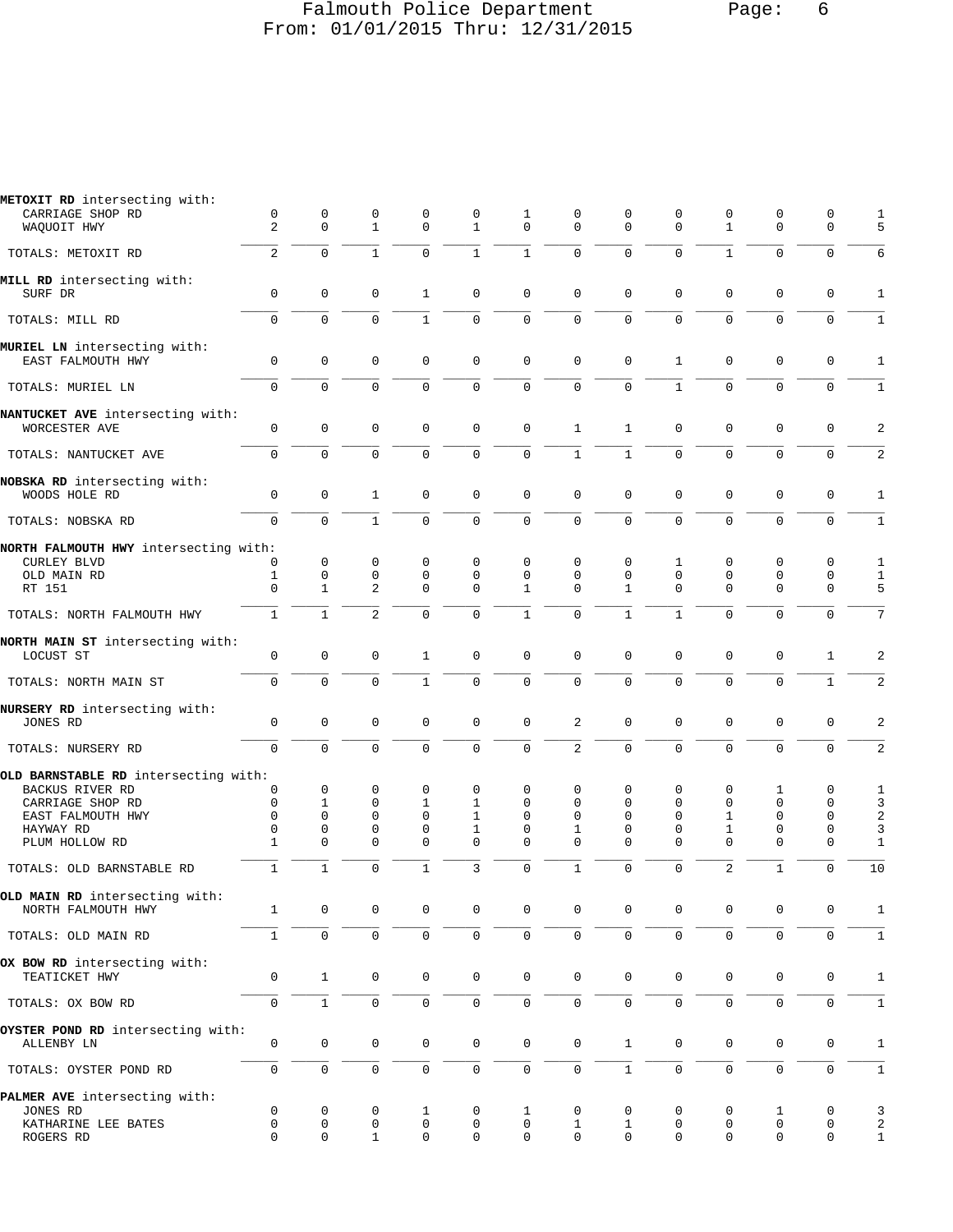| | | | | | | | | | | | | | |
|---|---|---|---|---|---|---|---|---|---|---|---|---|---|
| **METOXIT RD** intersecting with: | | | | | | | | | | | | | |
| CARRIAGE SHOP RD | 0 | 0 | 0 | 0 | 0 | 1 | 0 | 0 | 0 | 0 | 0 | 0 | 1 |
| WAQUOIT HWY | 2 | 0 | 1 | 0 | 1 | 0 | 0 | 0 | 0 | 1 | 0 | 0 | 5 |
| TOTALS: METOXIT RD | 2 | 0 | 1 | 0 | 1 | 1 | 0 | 0 | 0 | 1 | 0 | 0 | 6 |
| **MILL RD** intersecting with: | | | | | | | | | | | | | |
| SURF DR | 0 | 0 | 0 | 1 | 0 | 0 | 0 | 0 | 0 | 0 | 0 | 0 | 1 |
| TOTALS: MILL RD | 0 | 0 | 0 | 1 | 0 | 0 | 0 | 0 | 0 | 0 | 0 | 0 | 1 |
| **MURIEL LN** intersecting with: | | | | | | | | | | | | | |
| EAST FALMOUTH HWY | 0 | 0 | 0 | 0 | 0 | 0 | 0 | 0 | 1 | 0 | 0 | 0 | 1 |
| TOTALS: MURIEL LN | 0 | 0 | 0 | 0 | 0 | 0 | 0 | 0 | 1 | 0 | 0 | 0 | 1 |
| **NANTUCKET AVE** intersecting with: | | | | | | | | | | | | | |
| WORCESTER AVE | 0 | 0 | 0 | 0 | 0 | 0 | 1 | 1 | 0 | 0 | 0 | 0 | 2 |
| TOTALS: NANTUCKET AVE | 0 | 0 | 0 | 0 | 0 | 0 | 1 | 1 | 0 | 0 | 0 | 0 | 2 |
| **NOBSKA RD** intersecting with: | | | | | | | | | | | | | |
| WOODS HOLE RD | 0 | 0 | 1 | 0 | 0 | 0 | 0 | 0 | 0 | 0 | 0 | 0 | 1 |
| TOTALS: NOBSKA RD | 0 | 0 | 1 | 0 | 0 | 0 | 0 | 0 | 0 | 0 | 0 | 0 | 1 |
| **NORTH FALMOUTH HWY** intersecting with: | | | | | | | | | | | | | |
| CURLEY BLVD | 0 | 0 | 0 | 0 | 0 | 0 | 0 | 0 | 1 | 0 | 0 | 0 | 1 |
| OLD MAIN RD | 1 | 0 | 0 | 0 | 0 | 0 | 0 | 0 | 0 | 0 | 0 | 0 | 1 |
| RT 151 | 0 | 1 | 2 | 0 | 0 | 1 | 0 | 1 | 0 | 0 | 0 | 0 | 5 |
| TOTALS: NORTH FALMOUTH HWY | 1 | 1 | 2 | 0 | 0 | 1 | 0 | 1 | 1 | 0 | 0 | 0 | 7 |
| **NORTH MAIN ST** intersecting with: | | | | | | | | | | | | | |
| LOCUST ST | 0 | 0 | 0 | 1 | 0 | 0 | 0 | 0 | 0 | 0 | 0 | 1 | 2 |
| TOTALS: NORTH MAIN ST | 0 | 0 | 0 | 1 | 0 | 0 | 0 | 0 | 0 | 0 | 0 | 1 | 2 |
| **NURSERY RD** intersecting with: | | | | | | | | | | | | | |
| JONES RD | 0 | 0 | 0 | 0 | 0 | 0 | 2 | 0 | 0 | 0 | 0 | 0 | 2 |
| TOTALS: NURSERY RD | 0 | 0 | 0 | 0 | 0 | 0 | 2 | 0 | 0 | 0 | 0 | 0 | 2 |
| **OLD BARNSTABLE RD** intersecting with: | | | | | | | | | | | | | |
| BACKUS RIVER RD | 0 | 0 | 0 | 0 | 0 | 0 | 0 | 0 | 0 | 0 | 1 | 0 | 1 |
| CARRIAGE SHOP RD | 0 | 1 | 0 | 1 | 1 | 0 | 0 | 0 | 0 | 0 | 0 | 0 | 3 |
| EAST FALMOUTH HWY | 0 | 0 | 0 | 0 | 1 | 0 | 0 | 0 | 0 | 1 | 0 | 0 | 2 |
| HAYWAY RD | 0 | 0 | 0 | 0 | 1 | 0 | 1 | 0 | 0 | 1 | 0 | 0 | 3 |
| PLUM HOLLOW RD | 1 | 0 | 0 | 0 | 0 | 0 | 0 | 0 | 0 | 0 | 0 | 0 | 1 |
| TOTALS: OLD BARNSTABLE RD | 1 | 1 | 0 | 1 | 3 | 0 | 1 | 0 | 0 | 2 | 1 | 0 | 10 |
| **OLD MAIN RD** intersecting with: | | | | | | | | | | | | | |
| NORTH FALMOUTH HWY | 1 | 0 | 0 | 0 | 0 | 0 | 0 | 0 | 0 | 0 | 0 | 0 | 1 |
| TOTALS: OLD MAIN RD | 1 | 0 | 0 | 0 | 0 | 0 | 0 | 0 | 0 | 0 | 0 | 0 | 1 |
| **OX BOW RD** intersecting with: | | | | | | | | | | | | | |
| TEATICKET HWY | 0 | 1 | 0 | 0 | 0 | 0 | 0 | 0 | 0 | 0 | 0 | 0 | 1 |
| TOTALS: OX BOW RD | 0 | 1 | 0 | 0 | 0 | 0 | 0 | 0 | 0 | 0 | 0 | 0 | 1 |
| **OYSTER POND RD** intersecting with: | | | | | | | | | | | | | |
| ALLENBY LN | 0 | 0 | 0 | 0 | 0 | 0 | 0 | 1 | 0 | 0 | 0 | 0 | 1 |
| TOTALS: OYSTER POND RD | 0 | 0 | 0 | 0 | 0 | 0 | 0 | 1 | 0 | 0 | 0 | 0 | 1 |
| **PALMER AVE** intersecting with: | | | | | | | | | | | | | |
| JONES RD | 0 | 0 | 0 | 1 | 0 | 1 | 0 | 0 | 0 | 0 | 1 | 0 | 3 |
| KATHARINE LEE BATES | 0 | 0 | 0 | 0 | 0 | 0 | 1 | 1 | 0 | 0 | 0 | 0 | 2 |
| ROGERS RD | 0 | 0 | 1 | 0 | 0 | 0 | 0 | 0 | 0 | 0 | 0 | 0 | 1 |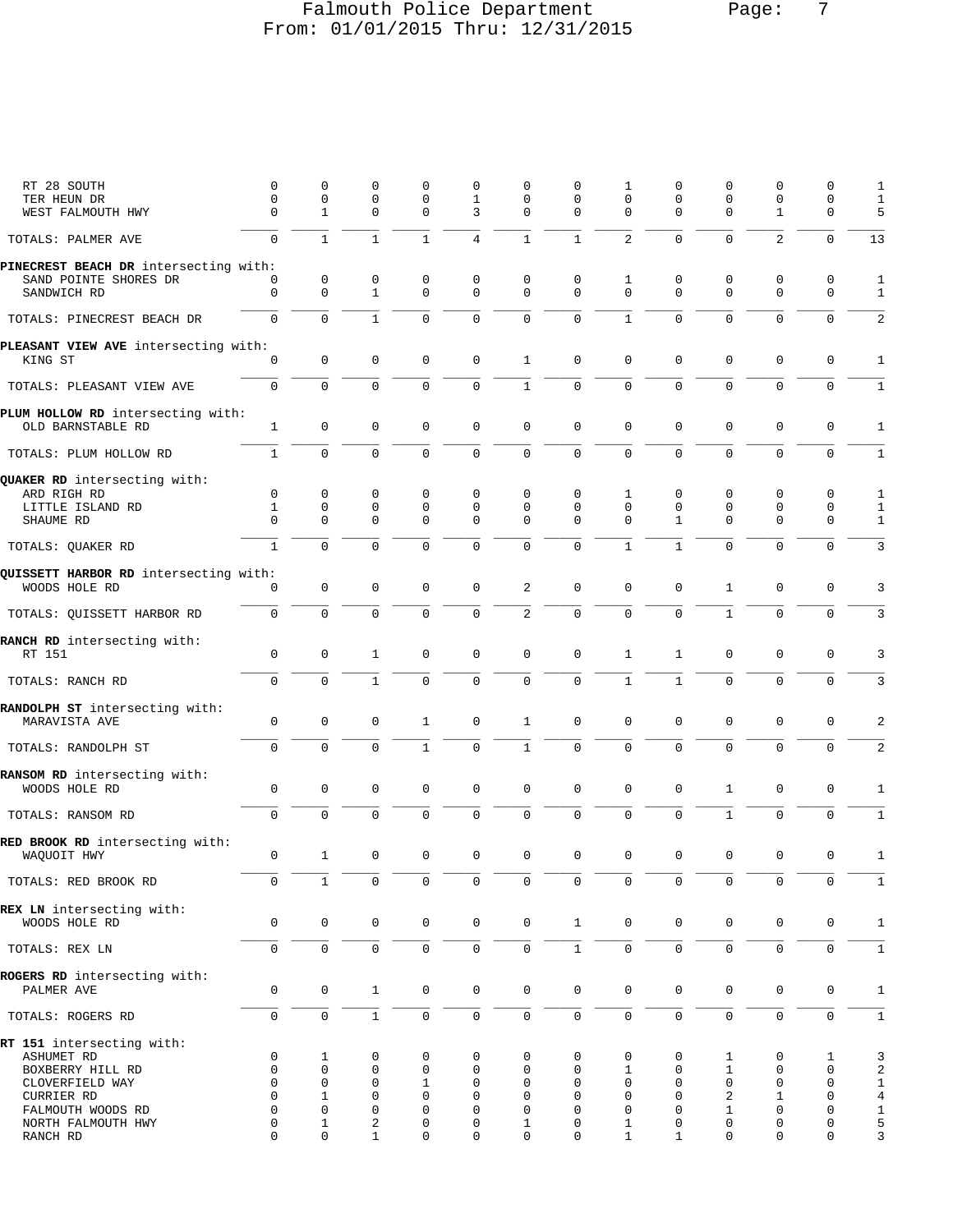# Falmouth Police Department
From: 01/01/2015 Thru: 12/31/2015

| | | | | | | | | | | | | | |
|---|---|---|---|---|---|---|---|---|---|---|---|---|---|
| RT 28 SOUTH | 0 | 0 | 0 | 0 | 0 | 0 | 0 | 1 | 0 | 0 | 0 | 0 | 1 |
| TER HEUN DR | 0 | 0 | 0 | 0 | 1 | 0 | 0 | 0 | 0 | 0 | 0 | 0 | 1 |
| WEST FALMOUTH HWY | 0 | 1 | 0 | 0 | 3 | 0 | 0 | 0 | 0 | 0 | 1 | 0 | 5 |
| TOTALS: PALMER AVE | 0 | 1 | 1 | 1 | 4 | 1 | 1 | 2 | 0 | 0 | 2 | 0 | 13 |
| **PINECREST BEACH DR** intersecting with: | | | | | | | | | | | | | |
| SAND POINTE SHORES DR | 0 | 0 | 0 | 0 | 0 | 0 | 0 | 1 | 0 | 0 | 0 | 0 | 1 |
| SANDWICH RD | 0 | 0 | 1 | 0 | 0 | 0 | 0 | 0 | 0 | 0 | 0 | 0 | 1 |
| TOTALS: PINECREST BEACH DR | 0 | 0 | 1 | 0 | 0 | 0 | 0 | 1 | 0 | 0 | 0 | 0 | 2 |
| **PLEASANT VIEW AVE** intersecting with: | | | | | | | | | | | | | |
| KING ST | 0 | 0 | 0 | 0 | 0 | 1 | 0 | 0 | 0 | 0 | 0 | 0 | 1 |
| TOTALS: PLEASANT VIEW AVE | 0 | 0 | 0 | 0 | 0 | 1 | 0 | 0 | 0 | 0 | 0 | 0 | 1 |
| **PLUM HOLLOW RD** intersecting with: | | | | | | | | | | | | | |
| OLD BARNSTABLE RD | 1 | 0 | 0 | 0 | 0 | 0 | 0 | 0 | 0 | 0 | 0 | 0 | 1 |
| TOTALS: PLUM HOLLOW RD | 1 | 0 | 0 | 0 | 0 | 0 | 0 | 0 | 0 | 0 | 0 | 0 | 1 |
| **QUAKER RD** intersecting with: | | | | | | | | | | | | | |
| ARD RIGH RD | 0 | 0 | 0 | 0 | 0 | 0 | 0 | 1 | 0 | 0 | 0 | 0 | 1 |
| LITTLE ISLAND RD | 1 | 0 | 0 | 0 | 0 | 0 | 0 | 0 | 0 | 0 | 0 | 0 | 1 |
| SHAUME RD | 0 | 0 | 0 | 0 | 0 | 0 | 0 | 0 | 1 | 0 | 0 | 0 | 1 |
| TOTALS: QUAKER RD | 1 | 0 | 0 | 0 | 0 | 0 | 0 | 1 | 1 | 0 | 0 | 0 | 3 |
| **QUISSETT HARBOR RD** intersecting with: | | | | | | | | | | | | | |
| WOODS HOLE RD | 0 | 0 | 0 | 0 | 0 | 2 | 0 | 0 | 0 | 1 | 0 | 0 | 3 |
| TOTALS: QUISSETT HARBOR RD | 0 | 0 | 0 | 0 | 0 | 2 | 0 | 0 | 0 | 1 | 0 | 0 | 3 |
| **RANCH RD** intersecting with: | | | | | | | | | | | | | |
| RT 151 | 0 | 0 | 1 | 0 | 0 | 0 | 0 | 1 | 1 | 0 | 0 | 0 | 3 |
| TOTALS: RANCH RD | 0 | 0 | 1 | 0 | 0 | 0 | 0 | 1 | 1 | 0 | 0 | 0 | 3 |
| **RANDOLPH ST** intersecting with: | | | | | | | | | | | | | |
| MARAVISTA AVE | 0 | 0 | 0 | 1 | 0 | 1 | 0 | 0 | 0 | 0 | 0 | 0 | 2 |
| TOTALS: RANDOLPH ST | 0 | 0 | 0 | 1 | 0 | 1 | 0 | 0 | 0 | 0 | 0 | 0 | 2 |
| **RANSOM RD** intersecting with: | | | | | | | | | | | | | |
| WOODS HOLE RD | 0 | 0 | 0 | 0 | 0 | 0 | 0 | 0 | 0 | 1 | 0 | 0 | 1 |
| TOTALS: RANSOM RD | 0 | 0 | 0 | 0 | 0 | 0 | 0 | 0 | 0 | 1 | 0 | 0 | 1 |
| **RED BROOK RD** intersecting with: | | | | | | | | | | | | | |
| WAQUOIT HWY | 0 | 1 | 0 | 0 | 0 | 0 | 0 | 0 | 0 | 0 | 0 | 0 | 1 |
| TOTALS: RED BROOK RD | 0 | 1 | 0 | 0 | 0 | 0 | 0 | 0 | 0 | 0 | 0 | 0 | 1 |
| **REX LN** intersecting with: | | | | | | | | | | | | | |
| WOODS HOLE RD | 0 | 0 | 0 | 0 | 0 | 0 | 1 | 0 | 0 | 0 | 0 | 0 | 1 |
| TOTALS: REX LN | 0 | 0 | 0 | 0 | 0 | 0 | 1 | 0 | 0 | 0 | 0 | 0 | 1 |
| **ROGERS RD** intersecting with: | | | | | | | | | | | | | |
| PALMER AVE | 0 | 0 | 1 | 0 | 0 | 0 | 0 | 0 | 0 | 0 | 0 | 0 | 1 |
| TOTALS: ROGERS RD | 0 | 0 | 1 | 0 | 0 | 0 | 0 | 0 | 0 | 0 | 0 | 0 | 1 |
| **RT 151** intersecting with: | | | | | | | | | | | | | |
| ASHUMET RD | 0 | 1 | 0 | 0 | 0 | 0 | 0 | 0 | 0 | 1 | 0 | 1 | 3 |
| BOXBERRY HILL RD | 0 | 0 | 0 | 0 | 0 | 0 | 0 | 1 | 0 | 1 | 0 | 0 | 2 |
| CLOVERFIELD WAY | 0 | 0 | 0 | 1 | 0 | 0 | 0 | 0 | 0 | 0 | 0 | 0 | 1 |
| CURRIER RD | 0 | 1 | 0 | 0 | 0 | 0 | 0 | 0 | 0 | 2 | 1 | 0 | 4 |
| FALMOUTH WOODS RD | 0 | 0 | 0 | 0 | 0 | 0 | 0 | 0 | 0 | 1 | 0 | 0 | 1 |
| NORTH FALMOUTH HWY | 0 | 1 | 2 | 0 | 0 | 1 | 0 | 1 | 0 | 0 | 0 | 0 | 5 |
| RANCH RD | 0 | 0 | 1 | 0 | 0 | 0 | 0 | 1 | 1 | 0 | 0 | 0 | 3 |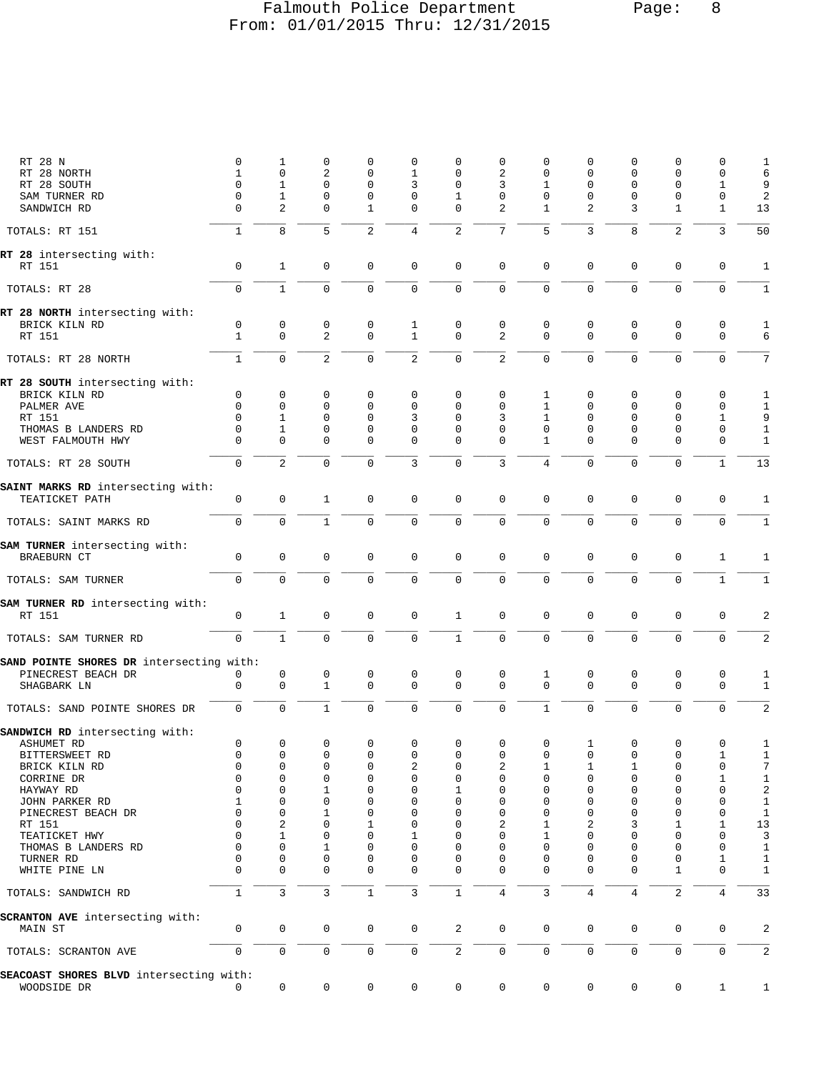| | | | | | | | | | | | | | |
|---|---|---|---|---|---|---|---|---|---|---|---|---|---|
| RT 28 N | 0 | 1 | 0 | 0 | 0 | 0 | 0 | 0 | 0 | 0 | 0 | 0 | 1 |
| RT 28 NORTH | 1 | 0 | 2 | 0 | 1 | 0 | 2 | 0 | 0 | 0 | 0 | 0 | 6 |
| RT 28 SOUTH | 0 | 1 | 0 | 0 | 3 | 0 | 3 | 1 | 0 | 0 | 0 | 1 | 9 |
| SAM TURNER RD | 0 | 1 | 0 | 0 | 0 | 1 | 0 | 0 | 0 | 0 | 0 | 0 | 2 |
| SANDWICH RD | 0 | 2 | 0 | 1 | 0 | 0 | 2 | 1 | 2 | 3 | 1 | 1 | 13 |
| TOTALS: RT 151 | 1 | 8 | 5 | 2 | 4 | 2 | 7 | 5 | 3 | 8 | 2 | 3 | 50 |
| **RT 28** intersecting with: | | | | | | | | | | | | | |
| RT 151 | 0 | 1 | 0 | 0 | 0 | 0 | 0 | 0 | 0 | 0 | 0 | 0 | 1 |
| TOTALS: RT 28 | 0 | 1 | 0 | 0 | 0 | 0 | 0 | 0 | 0 | 0 | 0 | 0 | 1 |
| **RT 28 NORTH** intersecting with: | | | | | | | | | | | | | |
| BRICK KILN RD | 0 | 0 | 0 | 0 | 1 | 0 | 0 | 0 | 0 | 0 | 0 | 0 | 1 |
| RT 151 | 1 | 0 | 2 | 0 | 1 | 0 | 2 | 0 | 0 | 0 | 0 | 0 | 6 |
| TOTALS: RT 28 NORTH | 1 | 0 | 2 | 0 | 2 | 0 | 2 | 0 | 0 | 0 | 0 | 0 | 7 |
| **RT 28 SOUTH** intersecting with: | | | | | | | | | | | | | |
| BRICK KILN RD | 0 | 0 | 0 | 0 | 0 | 0 | 0 | 1 | 0 | 0 | 0 | 0 | 1 |
| PALMER AVE | 0 | 0 | 0 | 0 | 0 | 0 | 0 | 1 | 0 | 0 | 0 | 0 | 1 |
| RT 151 | 0 | 1 | 0 | 0 | 3 | 0 | 3 | 1 | 0 | 0 | 0 | 1 | 9 |
| THOMAS B LANDERS RD | 0 | 1 | 0 | 0 | 0 | 0 | 0 | 0 | 0 | 0 | 0 | 0 | 1 |
| WEST FALMOUTH HWY | 0 | 0 | 0 | 0 | 0 | 0 | 0 | 1 | 0 | 0 | 0 | 0 | 1 |
| TOTALS: RT 28 SOUTH | 0 | 2 | 0 | 0 | 3 | 0 | 3 | 4 | 0 | 0 | 0 | 1 | 13 |
| **SAINT MARKS RD** intersecting with: | | | | | | | | | | | | | |
| TEATICKET PATH | 0 | 0 | 1 | 0 | 0 | 0 | 0 | 0 | 0 | 0 | 0 | 0 | 1 |
| TOTALS: SAINT MARKS RD | 0 | 0 | 1 | 0 | 0 | 0 | 0 | 0 | 0 | 0 | 0 | 0 | 1 |
| **SAM TURNER** intersecting with: | | | | | | | | | | | | | |
| BRAEBURN CT | 0 | 0 | 0 | 0 | 0 | 0 | 0 | 0 | 0 | 0 | 0 | 1 | 1 |
| TOTALS: SAM TURNER | 0 | 0 | 0 | 0 | 0 | 0 | 0 | 0 | 0 | 0 | 0 | 1 | 1 |
| **SAM TURNER RD** intersecting with: | | | | | | | | | | | | | |
| RT 151 | 0 | 1 | 0 | 0 | 0 | 1 | 0 | 0 | 0 | 0 | 0 | 0 | 2 |
| TOTALS: SAM TURNER RD | 0 | 1 | 0 | 0 | 0 | 1 | 0 | 0 | 0 | 0 | 0 | 0 | 2 |
| **SAND POINTE SHORES DR** intersecting with: | | | | | | | | | | | | | |
| PINECREST BEACH DR | 0 | 0 | 0 | 0 | 0 | 0 | 0 | 1 | 0 | 0 | 0 | 0 | 1 |
| SHAGBARK LN | 0 | 0 | 1 | 0 | 0 | 0 | 0 | 0 | 0 | 0 | 0 | 0 | 1 |
| TOTALS: SAND POINTE SHORES DR | 0 | 0 | 1 | 0 | 0 | 0 | 0 | 1 | 0 | 0 | 0 | 0 | 2 |
| **SANDWICH RD** intersecting with: | | | | | | | | | | | | | |
| ASHUMET RD | 0 | 0 | 0 | 0 | 0 | 0 | 0 | 0 | 1 | 0 | 0 | 0 | 1 |
| BITTERSWEET RD | 0 | 0 | 0 | 0 | 0 | 0 | 0 | 0 | 0 | 0 | 0 | 1 | 1 |
| BRICK KILN RD | 0 | 0 | 0 | 0 | 2 | 0 | 2 | 1 | 1 | 1 | 0 | 0 | 7 |
| CORRINE DR | 0 | 0 | 0 | 0 | 0 | 0 | 0 | 0 | 0 | 0 | 0 | 1 | 1 |
| HAYWAY RD | 0 | 0 | 1 | 0 | 0 | 1 | 0 | 0 | 0 | 0 | 0 | 0 | 2 |
| JOHN PARKER RD | 1 | 0 | 0 | 0 | 0 | 0 | 0 | 0 | 0 | 0 | 0 | 0 | 1 |
| PINECREST BEACH DR | 0 | 0 | 1 | 0 | 0 | 0 | 0 | 0 | 0 | 0 | 0 | 0 | 1 |
| RT 151 | 0 | 2 | 0 | 1 | 0 | 0 | 2 | 1 | 2 | 3 | 1 | 1 | 13 |
| TEATICKET HWY | 0 | 1 | 0 | 0 | 1 | 0 | 0 | 1 | 0 | 0 | 0 | 0 | 3 |
| THOMAS B LANDERS RD | 0 | 0 | 1 | 0 | 0 | 0 | 0 | 0 | 0 | 0 | 0 | 0 | 1 |
| TURNER RD | 0 | 0 | 0 | 0 | 0 | 0 | 0 | 0 | 0 | 0 | 0 | 1 | 1 |
| WHITE PINE LN | 0 | 0 | 0 | 0 | 0 | 0 | 0 | 0 | 0 | 0 | 1 | 0 | 1 |
| TOTALS: SANDWICH RD | 1 | 3 | 3 | 1 | 3 | 1 | 4 | 3 | 4 | 4 | 2 | 4 | 33 |
| **SCRANTON AVE** intersecting with: | | | | | | | | | | | | | |
| MAIN ST | 0 | 0 | 0 | 0 | 0 | 2 | 0 | 0 | 0 | 0 | 0 | 0 | 2 |
| TOTALS: SCRANTON AVE | 0 | 0 | 0 | 0 | 0 | 2 | 0 | 0 | 0 | 0 | 0 | 0 | 2 |
| **SEACOAST SHORES BLVD** intersecting with: | | | | | | | | | | | | | |
| WOODSIDE DR | 0 | 0 | 0 | 0 | 0 | 0 | 0 | 0 | 0 | 0 | 0 | 1 | 1 |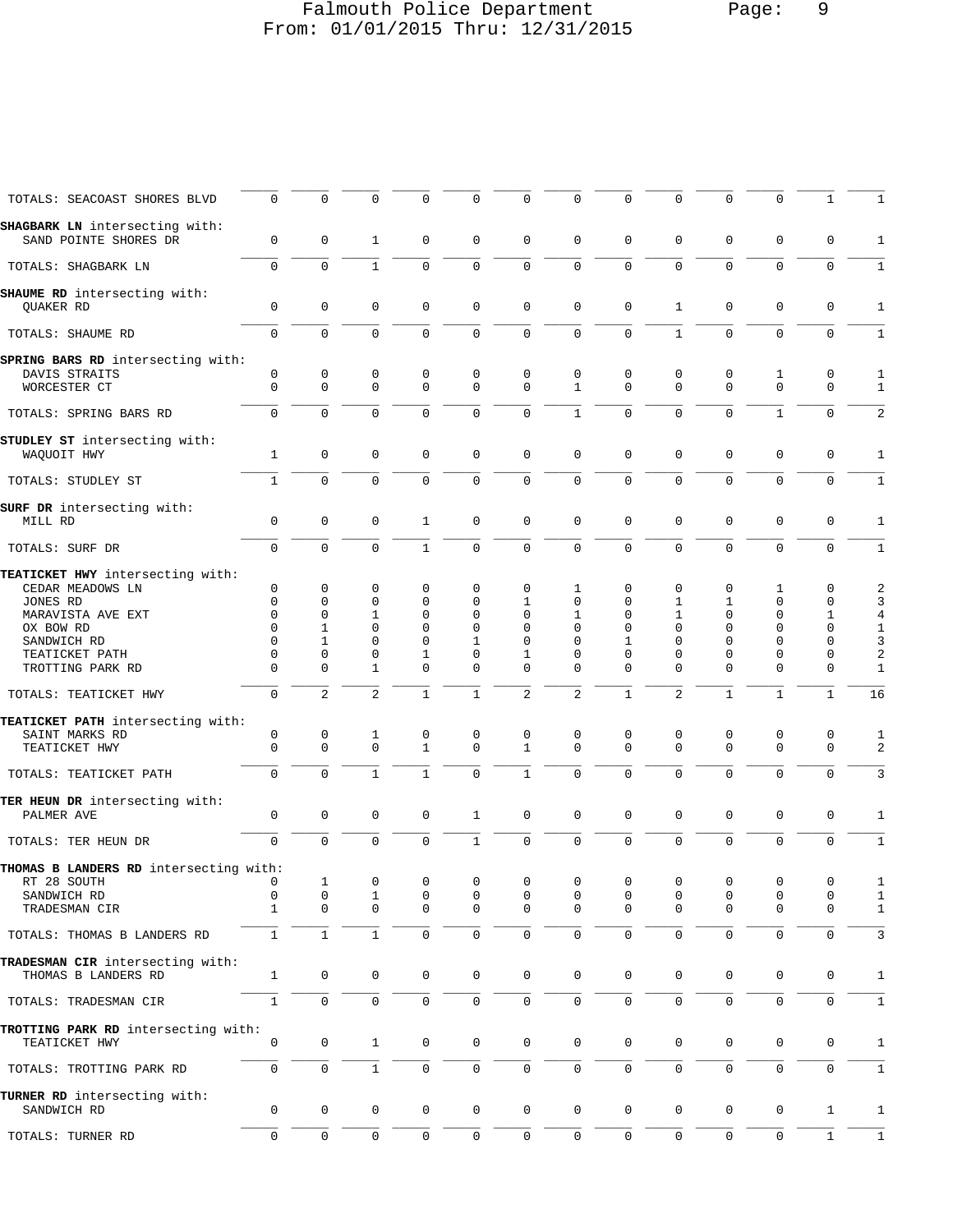| | | | | | | | | | | | | | |
|---|---|---|---|---|---|---|---|---|---|---|---|---|---|
| TOTALS: SEACOAST SHORES BLVD | 0 | 0 | 0 | 0 | 0 | 0 | 0 | 0 | 0 | 0 | 0 | 1 | 1 |
| **SHAGBARK LN** intersecting with: | | | | | | | | | | | | | |
| SAND POINTE SHORES DR | 0 | 0 | 1 | 0 | 0 | 0 | 0 | 0 | 0 | 0 | 0 | 0 | 1 |
| TOTALS: SHAGBARK LN | 0 | 0 | 1 | 0 | 0 | 0 | 0 | 0 | 0 | 0 | 0 | 0 | 1 |
| **SHAUME RD** intersecting with: | | | | | | | | | | | | | |
| QUAKER RD | 0 | 0 | 0 | 0 | 0 | 0 | 0 | 0 | 1 | 0 | 0 | 0 | 1 |
| TOTALS: SHAUME RD | 0 | 0 | 0 | 0 | 0 | 0 | 0 | 0 | 1 | 0 | 0 | 0 | 1 |
| **SPRING BARS RD** intersecting with: | | | | | | | | | | | | | |
| DAVIS STRAITS | 0 | 0 | 0 | 0 | 0 | 0 | 0 | 0 | 0 | 0 | 1 | 0 | 1 |
| WORCESTER CT | 0 | 0 | 0 | 0 | 0 | 0 | 1 | 0 | 0 | 0 | 0 | 0 | 1 |
| TOTALS: SPRING BARS RD | 0 | 0 | 0 | 0 | 0 | 0 | 1 | 0 | 0 | 0 | 1 | 0 | 2 |
| **STUDLEY ST** intersecting with: | | | | | | | | | | | | | |
| WAQUOIT HWY | 1 | 0 | 0 | 0 | 0 | 0 | 0 | 0 | 0 | 0 | 0 | 0 | 1 |
| TOTALS: STUDLEY ST | 1 | 0 | 0 | 0 | 0 | 0 | 0 | 0 | 0 | 0 | 0 | 0 | 1 |
| **SURF DR** intersecting with: | | | | | | | | | | | | | |
| MILL RD | 0 | 0 | 0 | 1 | 0 | 0 | 0 | 0 | 0 | 0 | 0 | 0 | 1 |
| TOTALS: SURF DR | 0 | 0 | 0 | 1 | 0 | 0 | 0 | 0 | 0 | 0 | 0 | 0 | 1 |
| **TEATICKET HWY** intersecting with: | | | | | | | | | | | | | |
| CEDAR MEADOWS LN | 0 | 0 | 0 | 0 | 0 | 0 | 1 | 0 | 0 | 0 | 1 | 0 | 2 |
| JONES RD | 0 | 0 | 0 | 0 | 0 | 1 | 0 | 0 | 1 | 1 | 0 | 0 | 3 |
| MARAVISTA AVE EXT | 0 | 0 | 1 | 0 | 0 | 0 | 1 | 0 | 1 | 0 | 0 | 1 | 4 |
| OX BOW RD | 0 | 1 | 0 | 0 | 0 | 0 | 0 | 0 | 0 | 0 | 0 | 0 | 1 |
| SANDWICH RD | 0 | 1 | 0 | 0 | 1 | 0 | 0 | 1 | 0 | 0 | 0 | 0 | 3 |
| TEATICKET PATH | 0 | 0 | 0 | 1 | 0 | 1 | 0 | 0 | 0 | 0 | 0 | 0 | 2 |
| TROTTING PARK RD | 0 | 0 | 1 | 0 | 0 | 0 | 0 | 0 | 0 | 0 | 0 | 0 | 1 |
| TOTALS: TEATICKET HWY | 0 | 2 | 2 | 1 | 1 | 2 | 2 | 1 | 2 | 1 | 1 | 1 | 16 |
| **TEATICKET PATH** intersecting with: | | | | | | | | | | | | | |
| SAINT MARKS RD | 0 | 0 | 1 | 0 | 0 | 0 | 0 | 0 | 0 | 0 | 0 | 0 | 1 |
| TEATICKET HWY | 0 | 0 | 0 | 1 | 0 | 1 | 0 | 0 | 0 | 0 | 0 | 0 | 2 |
| TOTALS: TEATICKET PATH | 0 | 0 | 1 | 1 | 0 | 1 | 0 | 0 | 0 | 0 | 0 | 0 | 3 |
| **TER HEUN DR** intersecting with: | | | | | | | | | | | | | |
| PALMER AVE | 0 | 0 | 0 | 0 | 1 | 0 | 0 | 0 | 0 | 0 | 0 | 0 | 1 |
| TOTALS: TER HEUN DR | 0 | 0 | 0 | 0 | 1 | 0 | 0 | 0 | 0 | 0 | 0 | 0 | 1 |
| **THOMAS B LANDERS RD** intersecting with: | | | | | | | | | | | | | |
| RT 28 SOUTH | 0 | 1 | 0 | 0 | 0 | 0 | 0 | 0 | 0 | 0 | 0 | 0 | 1 |
| SANDWICH RD | 0 | 0 | 1 | 0 | 0 | 0 | 0 | 0 | 0 | 0 | 0 | 0 | 1 |
| TRADESMAN CIR | 1 | 0 | 0 | 0 | 0 | 0 | 0 | 0 | 0 | 0 | 0 | 0 | 1 |
| TOTALS: THOMAS B LANDERS RD | 1 | 1 | 1 | 0 | 0 | 0 | 0 | 0 | 0 | 0 | 0 | 0 | 3 |
| **TRADESMAN CIR** intersecting with: | | | | | | | | | | | | | |
| THOMAS B LANDERS RD | 1 | 0 | 0 | 0 | 0 | 0 | 0 | 0 | 0 | 0 | 0 | 0 | 1 |
| TOTALS: TRADESMAN CIR | 1 | 0 | 0 | 0 | 0 | 0 | 0 | 0 | 0 | 0 | 0 | 0 | 1 |
| **TROTTING PARK RD** intersecting with: | | | | | | | | | | | | | |
| TEATICKET HWY | 0 | 0 | 1 | 0 | 0 | 0 | 0 | 0 | 0 | 0 | 0 | 0 | 1 |
| TOTALS: TROTTING PARK RD | 0 | 0 | 1 | 0 | 0 | 0 | 0 | 0 | 0 | 0 | 0 | 0 | 1 |
| **TURNER RD** intersecting with: | | | | | | | | | | | | | |
| SANDWICH RD | 0 | 0 | 0 | 0 | 0 | 0 | 0 | 0 | 0 | 0 | 0 | 1 | 1 |
| TOTALS: TURNER RD | 0 | 0 | 0 | 0 | 0 | 0 | 0 | 0 | 0 | 0 | 0 | 1 | 1 |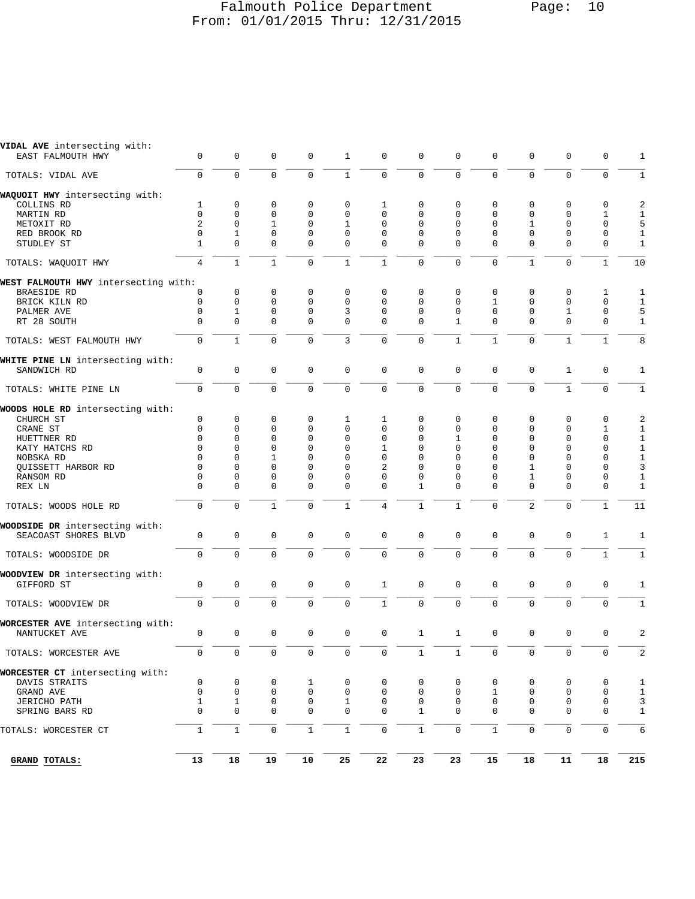Falmouth Police Department
From: 01/01/2015 Thru: 12/31/2015

| | | | | | | | | | | | | | |
|---|---|---|---|---|---|---|---|---|---|---|---|---|---|
| **VIDAL AVE** intersecting with: | | | | | | | | | | | | | |
| EAST FALMOUTH HWY | 0 | 0 | 0 | 0 | 1 | 0 | 0 | 0 | 0 | 0 | 0 | 0 | 1 |
| TOTALS: VIDAL AVE | 0 | 0 | 0 | 0 | 1 | 0 | 0 | 0 | 0 | 0 | 0 | 0 | 1 |
| **WAQUOIT HWY** intersecting with: | | | | | | | | | | | | | |
| COLLINS RD | 1 | 0 | 0 | 0 | 0 | 1 | 0 | 0 | 0 | 0 | 0 | 0 | 2 |
| MARTIN RD | 0 | 0 | 0 | 0 | 0 | 0 | 0 | 0 | 0 | 0 | 0 | 1 | 1 |
| METOXIT RD | 2 | 0 | 1 | 0 | 1 | 0 | 0 | 0 | 0 | 1 | 0 | 0 | 5 |
| RED BROOK RD | 0 | 1 | 0 | 0 | 0 | 0 | 0 | 0 | 0 | 0 | 0 | 0 | 1 |
| STUDLEY ST | 1 | 0 | 0 | 0 | 0 | 0 | 0 | 0 | 0 | 0 | 0 | 0 | 1 |
| TOTALS: WAQUOIT HWY | 4 | 1 | 1 | 0 | 1 | 1 | 0 | 0 | 0 | 1 | 0 | 1 | 10 |
| **WEST FALMOUTH HWY** intersecting with: | | | | | | | | | | | | | |
| BRAESIDE RD | 0 | 0 | 0 | 0 | 0 | 0 | 0 | 0 | 0 | 0 | 0 | 1 | 1 |
| BRICK KILN RD | 0 | 0 | 0 | 0 | 0 | 0 | 0 | 0 | 1 | 0 | 0 | 0 | 1 |
| PALMER AVE | 0 | 1 | 0 | 0 | 3 | 0 | 0 | 0 | 0 | 0 | 1 | 0 | 5 |
| RT 28 SOUTH | 0 | 0 | 0 | 0 | 0 | 0 | 0 | 1 | 0 | 0 | 0 | 0 | 1 |
| TOTALS: WEST FALMOUTH HWY | 0 | 1 | 0 | 0 | 3 | 0 | 0 | 1 | 1 | 0 | 1 | 1 | 8 |
| **WHITE PINE LN** intersecting with: | | | | | | | | | | | | | |
| SANDWICH RD | 0 | 0 | 0 | 0 | 0 | 0 | 0 | 0 | 0 | 0 | 1 | 0 | 1 |
| TOTALS: WHITE PINE LN | 0 | 0 | 0 | 0 | 0 | 0 | 0 | 0 | 0 | 0 | 1 | 0 | 1 |
| **WOODS HOLE RD** intersecting with: | | | | | | | | | | | | | |
| CHURCH ST | 0 | 0 | 0 | 0 | 1 | 1 | 0 | 0 | 0 | 0 | 0 | 0 | 2 |
| CRANE ST | 0 | 0 | 0 | 0 | 0 | 0 | 0 | 0 | 0 | 0 | 0 | 1 | 1 |
| HUETTNER RD | 0 | 0 | 0 | 0 | 0 | 0 | 0 | 1 | 0 | 0 | 0 | 0 | 1 |
| KATY HATCHS RD | 0 | 0 | 0 | 0 | 0 | 1 | 0 | 0 | 0 | 0 | 0 | 0 | 1 |
| NOBSKA RD | 0 | 0 | 1 | 0 | 0 | 0 | 0 | 0 | 0 | 0 | 0 | 0 | 1 |
| QUISSETT HARBOR RD | 0 | 0 | 0 | 0 | 0 | 2 | 0 | 0 | 0 | 1 | 0 | 0 | 3 |
| RANSOM RD | 0 | 0 | 0 | 0 | 0 | 0 | 0 | 0 | 0 | 1 | 0 | 0 | 1 |
| REX LN | 0 | 0 | 0 | 0 | 0 | 0 | 1 | 0 | 0 | 0 | 0 | 0 | 1 |
| TOTALS: WOODS HOLE RD | 0 | 0 | 1 | 0 | 1 | 4 | 1 | 1 | 0 | 2 | 0 | 1 | 11 |
| **WOODSIDE DR** intersecting with: | | | | | | | | | | | | | |
| SEACOAST SHORES BLVD | 0 | 0 | 0 | 0 | 0 | 0 | 0 | 0 | 0 | 0 | 0 | 1 | 1 |
| TOTALS: WOODSIDE DR | 0 | 0 | 0 | 0 | 0 | 0 | 0 | 0 | 0 | 0 | 0 | 1 | 1 |
| **WOODVIEW DR** intersecting with: | | | | | | | | | | | | | |
| GIFFORD ST | 0 | 0 | 0 | 0 | 0 | 1 | 0 | 0 | 0 | 0 | 0 | 0 | 1 |
| TOTALS: WOODVIEW DR | 0 | 0 | 0 | 0 | 0 | 1 | 0 | 0 | 0 | 0 | 0 | 0 | 1 |
| **WORCESTER AVE** intersecting with: | | | | | | | | | | | | | |
| NANTUCKET AVE | 0 | 0 | 0 | 0 | 0 | 0 | 1 | 1 | 0 | 0 | 0 | 0 | 2 |
| TOTALS: WORCESTER AVE | 0 | 0 | 0 | 0 | 0 | 0 | 1 | 1 | 0 | 0 | 0 | 0 | 2 |
| **WORCESTER CT** intersecting with: | | | | | | | | | | | | | |
| DAVIS STRAITS | 0 | 0 | 0 | 1 | 0 | 0 | 0 | 0 | 0 | 0 | 0 | 0 | 1 |
| GRAND AVE | 0 | 0 | 0 | 0 | 0 | 0 | 0 | 0 | 1 | 0 | 0 | 0 | 1 |
| JERICHO PATH | 1 | 1 | 0 | 0 | 1 | 0 | 0 | 0 | 0 | 0 | 0 | 0 | 3 |
| SPRING BARS RD | 0 | 0 | 0 | 0 | 0 | 0 | 1 | 0 | 0 | 0 | 0 | 0 | 1 |
| TOTALS: WORCESTER CT | 1 | 1 | 0 | 1 | 1 | 0 | 1 | 0 | 1 | 0 | 0 | 0 | 6 |
| **GRAND TOTALS:** | **13** | **18** | **19** | **10** | **25** | **22** | **23** | **23** | **15** | **18** | **11** | **18** | **215** |